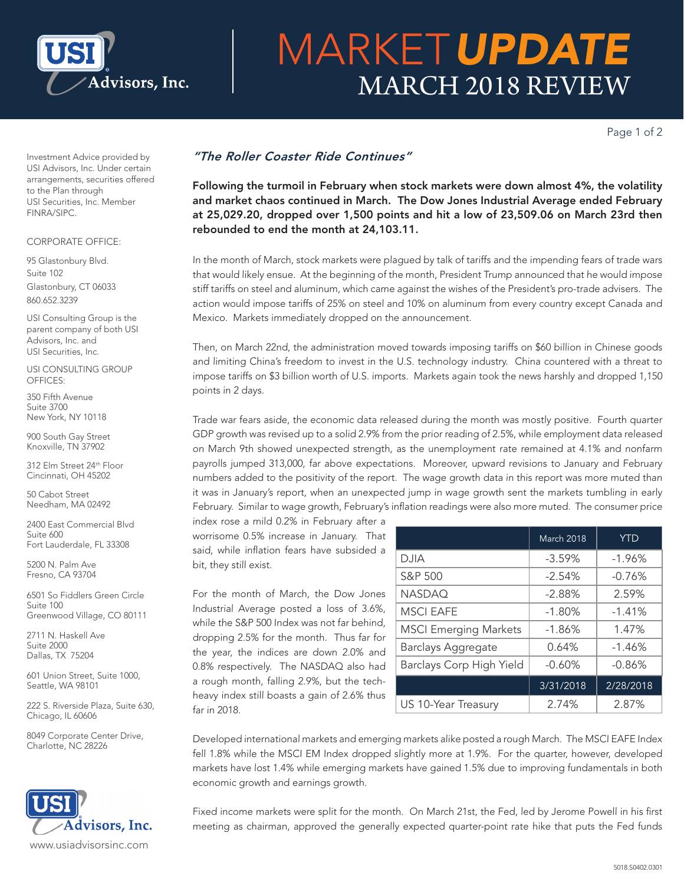# MARKET UPDATE
## MARCH 2018 REVIEW

Investment Advice provided by USI Advisors, Inc. Under certain arrangements, securities offered to the Plan through USI Securities, Inc. Member FINRA/SIPC.

CORPORATE OFFICE:

95 Glastonbury Blvd.
Suite 102
Glastonbury, CT 06033
860.652.3239

USI Consulting Group is the parent company of both USI Advisors, Inc. and USI Securities, Inc.

USI CONSULTING GROUP OFFICES:

350 Fifth Avenue
Suite 3700
New York, NY 10118

900 South Gay Street
Knoxville, TN 37902

312 Elm Street 24th Floor
Cincinnati, OH 45202

50 Cabot Street
Needham, MA 02492

2400 East Commercial Blvd
Suite 600
Fort Lauderdale, FL 33308

5200 N. Palm Ave
Fresno, CA 93704

6501 So Fiddlers Green Circle
Suite 100
Greenwood Village, CO 80111

2711 N. Haskell Ave
Suite 2000
Dallas, TX 75204

601 Union Street, Suite 1000,
Seattle, WA 98101

222 S. Riverside Plaza, Suite 630,
Chicago, IL 60606

8049 Corporate Center Drive,
Charlotte, NC 28226

www.usiadvisorsinc.com

### *"The Roller Coaster Ride Continues"*

**Following the turmoil in February when stock markets were down almost 4%, the volatility and market chaos continued in March. The Dow Jones Industrial Average ended February at 25,029.20, dropped over 1,500 points and hit a low of 23,509.06 on March 23rd then rebounded to end the month at 24,103.11.**

In the month of March, stock markets were plagued by talk of tariffs and the impending fears of trade wars that would likely ensue. At the beginning of the month, President Trump announced that he would impose stiff tariffs on steel and aluminum, which came against the wishes of the President's pro-trade advisers. The action would impose tariffs of 25% on steel and 10% on aluminum from every country except Canada and Mexico. Markets immediately dropped on the announcement.

Then, on March 22nd, the administration moved towards imposing tariffs on $60 billion in Chinese goods and limiting China's freedom to invest in the U.S. technology industry. China countered with a threat to impose tariffs on $3 billion worth of U.S. imports. Markets again took the news harshly and dropped 1,150 points in 2 days.

Trade war fears aside, the economic data released during the month was mostly positive. Fourth quarter GDP growth was revised up to a solid 2.9% from the prior reading of 2.5%, while employment data released on March 9th showed unexpected strength, as the unemployment rate remained at 4.1% and nonfarm payrolls jumped 313,000, far above expectations. Moreover, upward revisions to January and February numbers added to the positivity of the report. The wage growth data in this report was more muted than it was in January's report, when an unexpected jump in wage growth sent the markets tumbling in early February. Similar to wage growth, February's inflation readings were also more muted. The consumer price index rose a mild 0.2% in February after a worrisome 0.5% increase in January. That said, while inflation fears have subsided a bit, they still exist.

| | March 2018 | YTD |
|---|---|---|
| DJIA | -3.59% | -1.96% |
| S&P 500 | -2.54% | -0.76% |
| NASDAQ | -2.88% | 2.59% |
| MSCI EAFE | -1.80% | -1.41% |
| MSCI Emerging Markets | -1.86% | 1.47% |
| Barclays Aggregate | 0.64% | -1.46% |
| Barclays Corp High Yield | -0.60% | -0.86% |
| | 3/31/2018 | 2/28/2018 |
| US 10-Year Treasury | 2.74% | 2.87% |

For the month of March, the Dow Jones Industrial Average posted a loss of 3.6%, while the S&P 500 Index was not far behind, dropping 2.5% for the month. Thus far for the year, the indices are down 2.0% and 0.8% respectively. The NASDAQ also had a rough month, falling 2.9%, but the tech-heavy index still boasts a gain of 2.6% thus far in 2018.

Developed international markets and emerging markets alike posted a rough March. The MSCI EAFE Index fell 1.8% while the MSCI EM Index dropped slightly more at 1.9%. For the quarter, however, developed markets have lost 1.4% while emerging markets have gained 1.5% due to improving fundamentals in both economic growth and earnings growth.

Fixed income markets were split for the month. On March 21st, the Fed, led by Jerome Powell in his first meeting as chairman, approved the generally expected quarter-point rate hike that puts the Fed funds

5018.S0402.0301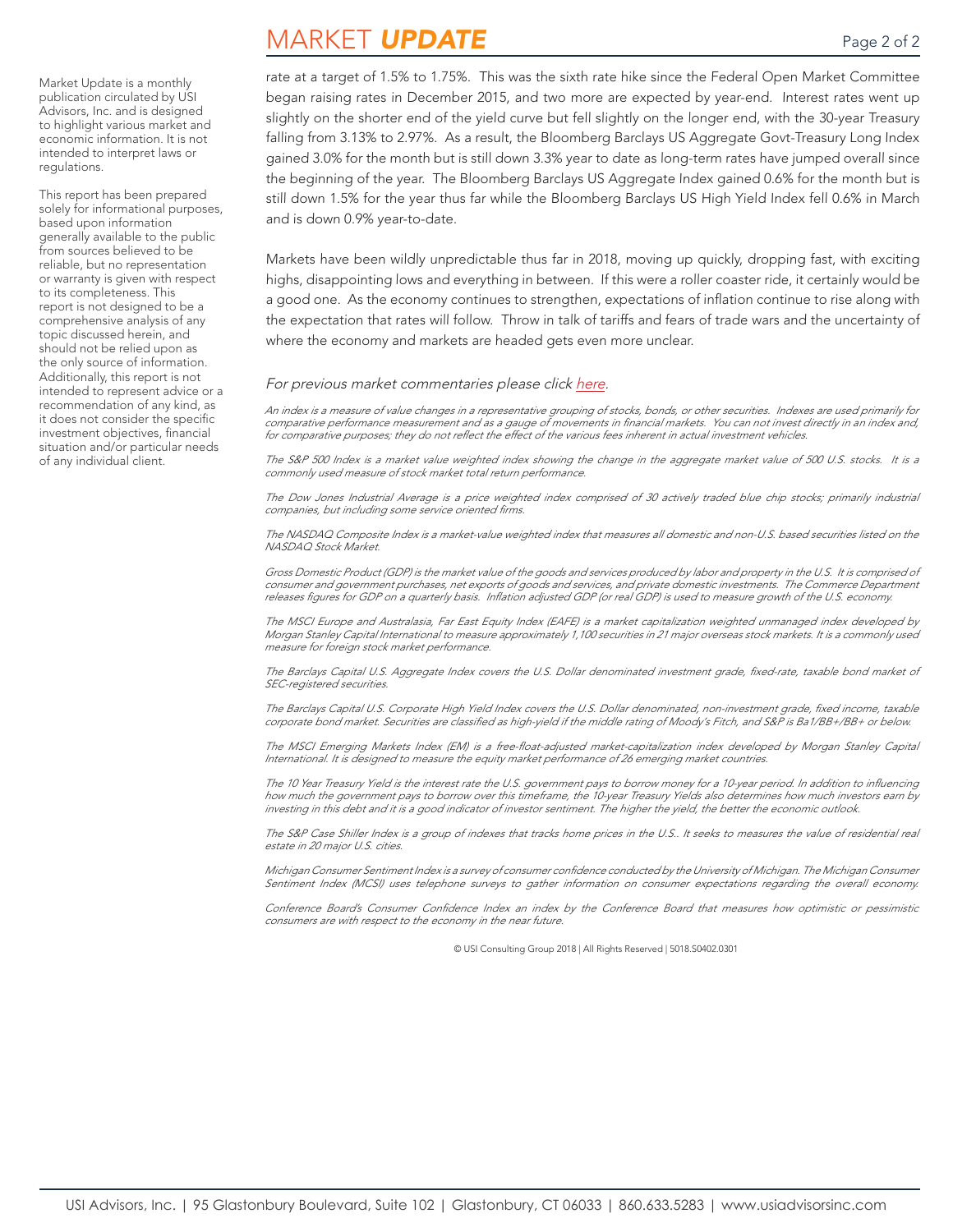Market Update is a monthly publication circulated by USI Advisors, Inc. and is designed to highlight various market and economic information. It is not intended to interpret laws or regulations.

This report has been prepared solely for informational purposes, based upon information generally available to the public from sources believed to be reliable, but no representation or warranty is given with respect to its completeness. This report is not designed to be a comprehensive analysis of any topic discussed herein, and should not be relied upon as the only source of information. Additionally, this report is not intended to represent advice or a recommendation of any kind, as it does not consider the specific investment objectives, financial situation and/or particular needs of any individual client.

rate at a target of 1.5% to 1.75%. This was the sixth rate hike since the Federal Open Market Committee began raising rates in December 2015, and two more are expected by year-end. Interest rates went up slightly on the shorter end of the yield curve but fell slightly on the longer end, with the 30-year Treasury falling from 3.13% to 2.97%. As a result, the Bloomberg Barclays US Aggregate Govt-Treasury Long Index gained 3.0% for the month but is still down 3.3% year to date as long-term rates have jumped overall since the beginning of the year. The Bloomberg Barclays US Aggregate Index gained 0.6% for the month but is still down 1.5% for the year thus far while the Bloomberg Barclays US High Yield Index fell 0.6% in March and is down 0.9% year-to-date.

Markets have been wildly unpredictable thus far in 2018, moving up quickly, dropping fast, with exciting highs, disappointing lows and everything in between. If this were a roller coaster ride, it certainly would be a good one. As the economy continues to strengthen, expectations of inflation continue to rise along with the expectation that rates will follow. Throw in talk of tariffs and fears of trade wars and the uncertainty of where the economy and markets are headed gets even more unclear.

*For previous market commentaries please click [here](#).*

*An index is a measure of value changes in a representative grouping of stocks, bonds, or other securities. Indexes are used primarily for comparative performance measurement and as a gauge of movements in financial markets. You can not invest directly in an index and, for comparative purposes; they do not reflect the effect of the various fees inherent in actual investment vehicles.*

*The S&P 500 Index is a market value weighted index showing the change in the aggregate market value of 500 U.S. stocks. It is a commonly used measure of stock market total return performance.*

*The Dow Jones Industrial Average is a price weighted index comprised of 30 actively traded blue chip stocks; primarily industrial companies, but including some service oriented firms.*

*The NASDAQ Composite Index is a market-value weighted index that measures all domestic and non-U.S. based securities listed on the NASDAQ Stock Market.*

*Gross Domestic Product (GDP) is the market value of the goods and services produced by labor and property in the U.S. It is comprised of consumer and government purchases, net exports of goods and services, and private domestic investments. The Commerce Department releases figures for GDP on a quarterly basis. Inflation adjusted GDP (or real GDP) is used to measure growth of the U.S. economy.*

*The MSCI Europe and Australasia, Far East Equity Index (EAFE) is a market capitalization weighted unmanaged index developed by Morgan Stanley Capital International to measure approximately 1,100 securities in 21 major overseas stock markets. It is a commonly used measure for foreign stock market performance.*

*The Barclays Capital U.S. Aggregate Index covers the U.S. Dollar denominated investment grade, fixed-rate, taxable bond market of SEC-registered securities.*

*The Barclays Capital U.S. Corporate High Yield Index covers the U.S. Dollar denominated, non-investment grade, fixed income, taxable corporate bond market. Securities are classified as high-yield if the middle rating of Moody's Fitch, and S&P is Ba1/BB+/BB+ or below.*

*The MSCI Emerging Markets Index (EM) is a free-float-adjusted market-capitalization index developed by Morgan Stanley Capital International. It is designed to measure the equity market performance of 26 emerging market countries.*

*The 10 Year Treasury Yield is the interest rate the U.S. government pays to borrow money for a 10-year period. In addition to influencing how much the government pays to borrow over this timeframe, the 10-year Treasury Yields also determines how much investors earn by investing in this debt and it is a good indicator of investor sentiment. The higher the yield, the better the economic outlook.*

*The S&P Case Shiller Index is a group of indexes that tracks home prices in the U.S.. It seeks to measures the value of residential real estate in 20 major U.S. cities.*

*Michigan Consumer Sentiment Index is a survey of consumer confidence conducted by the University of Michigan. The Michigan Consumer Sentiment Index (MCSI) uses telephone surveys to gather information on consumer expectations regarding the overall economy.*

*Conference Board's Consumer Confidence Index an index by the Conference Board that measures how optimistic or pessimistic consumers are with respect to the economy in the near future.*

© USI Consulting Group 2018 | All Rights Reserved | 5018.S0402.0301

USI Advisors, Inc. | 95 Glastonbury Boulevard, Suite 102 | Glastonbury, CT 06033 | 860.633.5283 | www.usiadvisorsinc.com